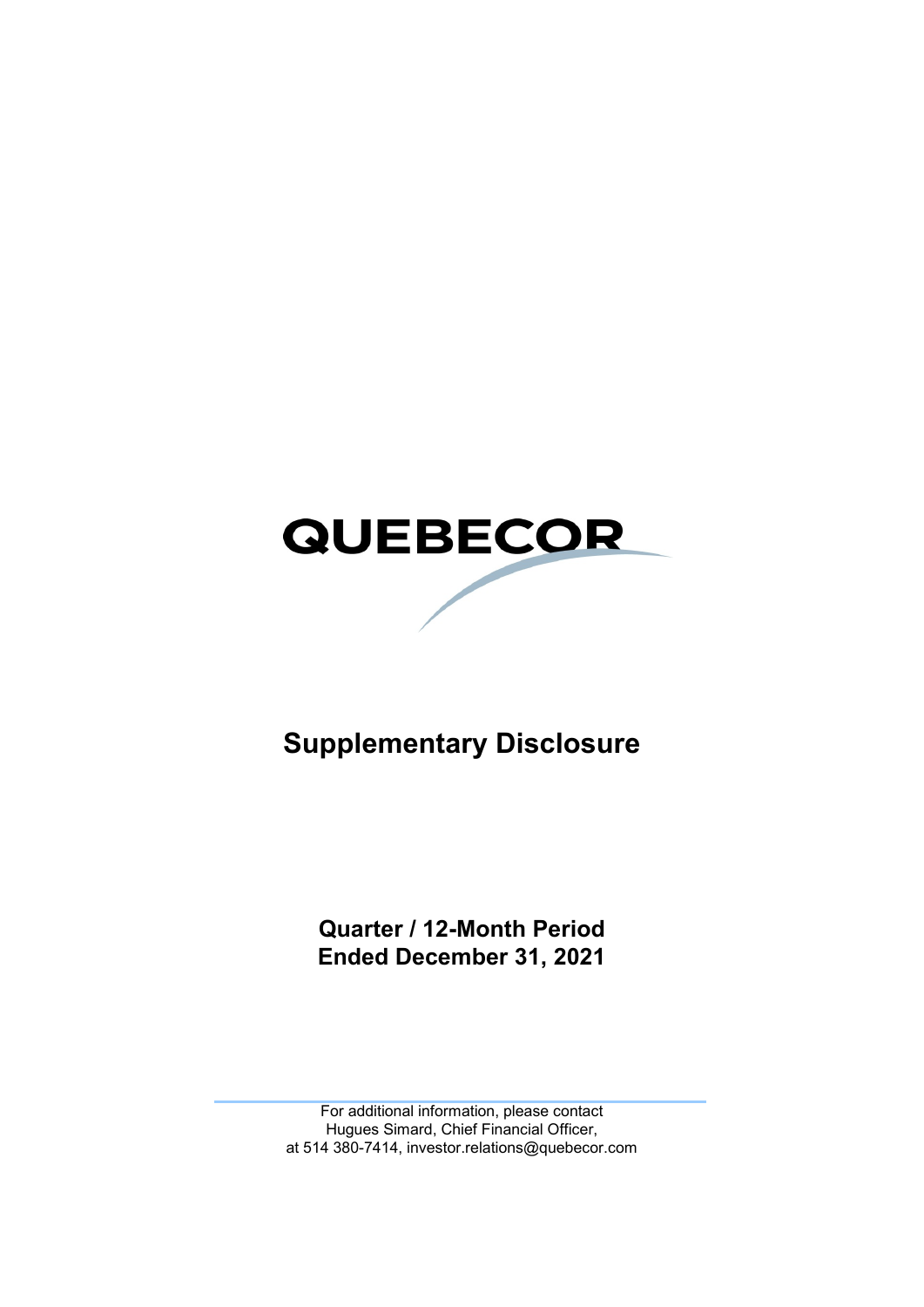QUEBECOR

# Supplementary Disclosure

**Quarter / 12-Month Period**
**Ended December 31, 2021**

For additional information, please contact
Hugues Simard, Chief Financial Officer,
at 514 380-7414, investor.relations@quebecor.com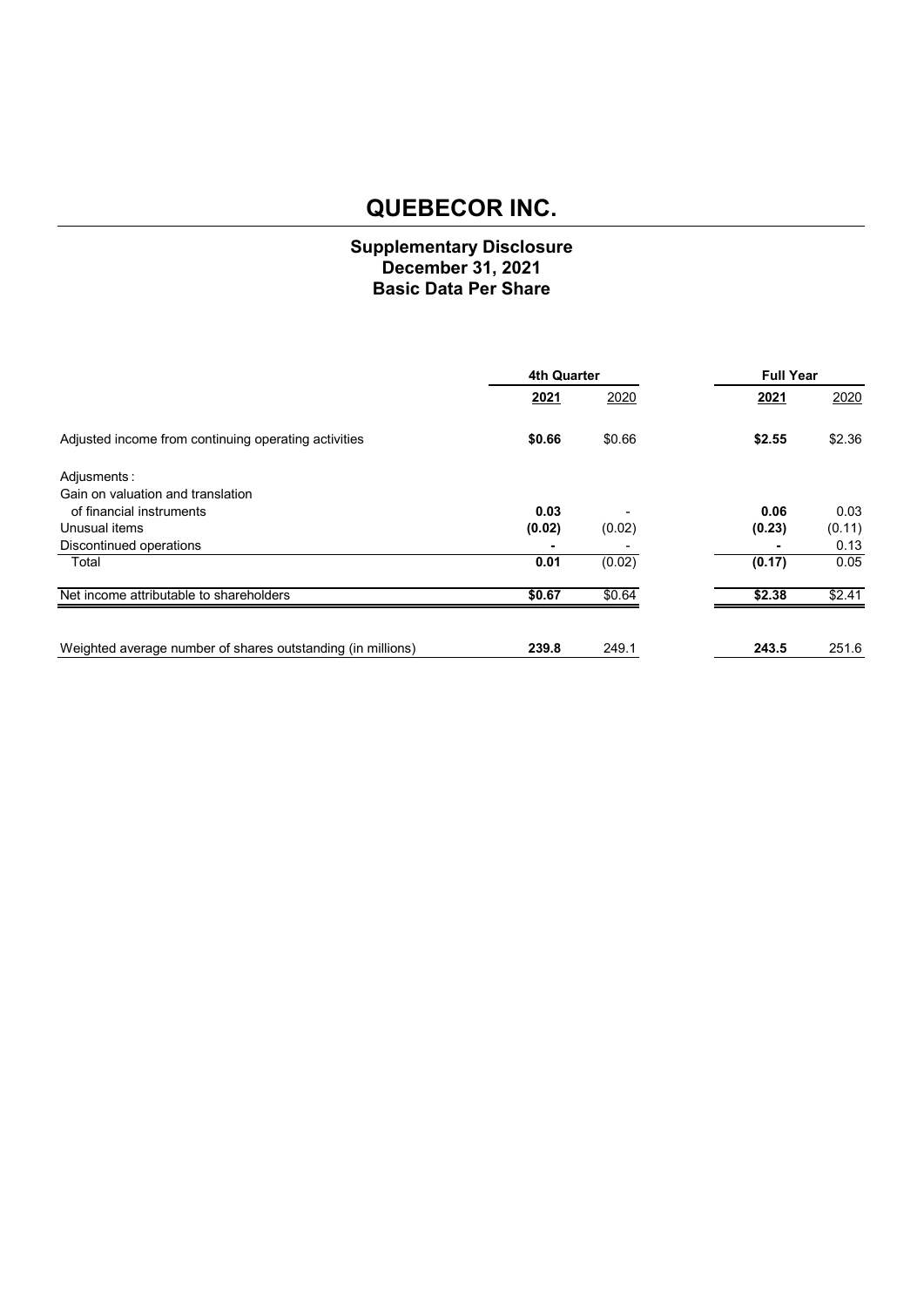# QUEBECOR INC.

## Supplementary Disclosure
## December 31, 2021
## Basic Data Per Share

| | 4th Quarter | | Full Year | |
|---|---|---|---|---|
| | **2021** | 2020 | **2021** | 2020 |
| Adjusted income from continuing operating activities | **$0.66** | $0.66 | **$2.55** | $2.36 |
| Adjusments : | | | | |
| Gain on valuation and translation of financial instruments | **0.03** | - | **0.06** | 0.03 |
| Unusual items | **(0.02)** | (0.02) | **(0.23)** | (0.11) |
| Discontinued operations | **-** | - | **-** | 0.13 |
| Total | **0.01** | (0.02) | **(0.17)** | 0.05 |
| Net income attributable to shareholders | **$0.67** | $0.64 | **$2.38** | $2.41 |
| Weighted average number of shares outstanding (in millions) | **239.8** | 249.1 | **243.5** | 251.6 |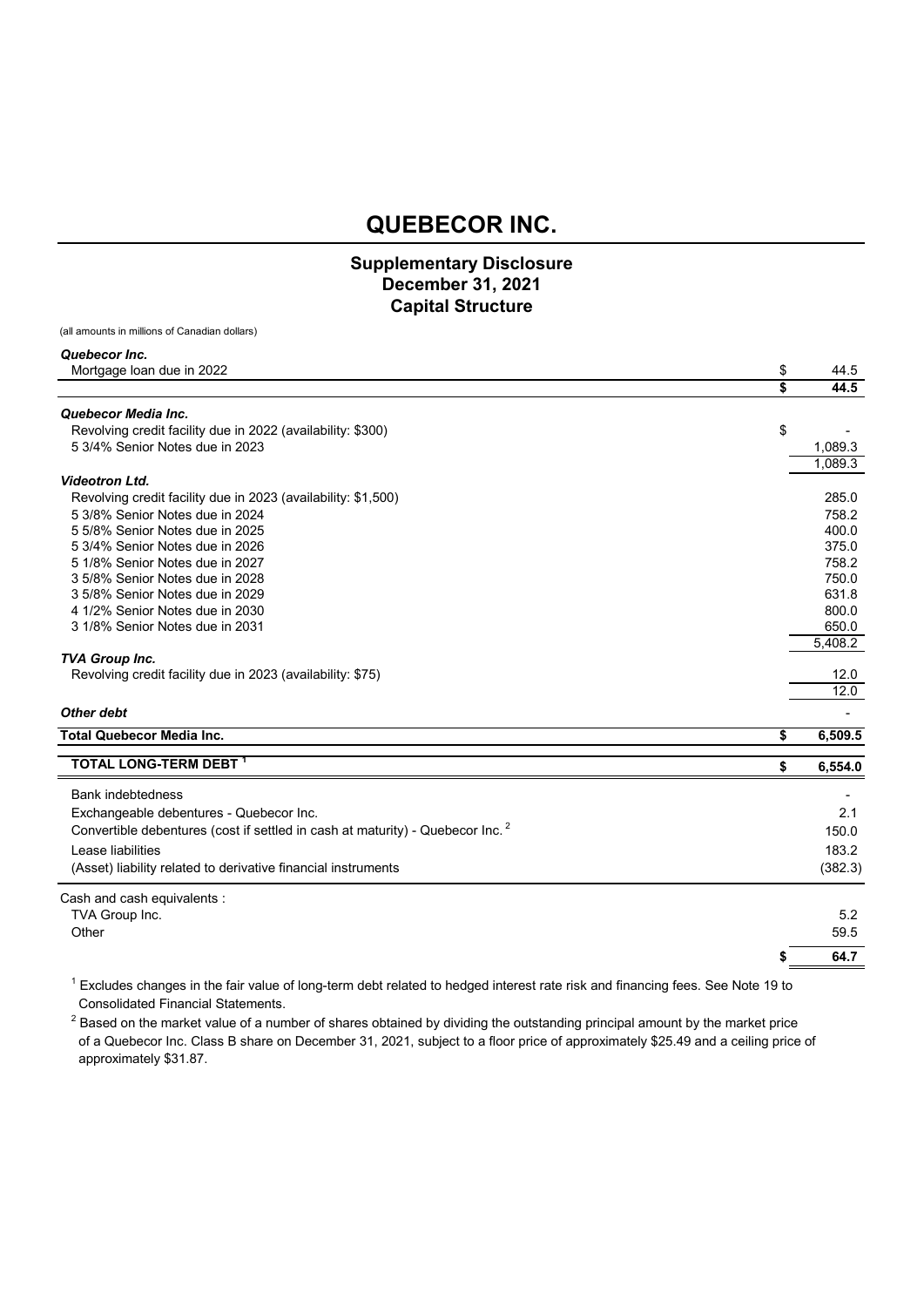# QUEBECOR INC.

## Supplementary Disclosure
## December 31, 2021
## Capital Structure

(all amounts in millions of Canadian dollars)

| | | |
|---|---|---|
| ***Quebecor Inc.*** | | |
| Mortgage loan due in 2022 | $ | 44.5 |
| | **$** | **44.5** |
| ***Quebecor Media Inc.*** | | |
| Revolving credit facility due in 2022 (availability: $300) | $ | - |
| 5 3/4% Senior Notes due in 2023 | | 1,089.3 |
| | | 1,089.3 |
| ***Videotron Ltd.*** | | |
| Revolving credit facility due in 2023 (availability: $1,500) | | 285.0 |
| 5 3/8% Senior Notes due in 2024 | | 758.2 |
| 5 5/8% Senior Notes due in 2025 | | 400.0 |
| 5 3/4% Senior Notes due in 2026 | | 375.0 |
| 5 1/8% Senior Notes due in 2027 | | 758.2 |
| 3 5/8% Senior Notes due in 2028 | | 750.0 |
| 3 5/8% Senior Notes due in 2029 | | 631.8 |
| 4 1/2% Senior Notes due in 2030 | | 800.0 |
| 3 1/8% Senior Notes due in 2031 | | 650.0 |
| | | 5,408.2 |
| ***TVA Group Inc.*** | | |
| Revolving credit facility due in 2023 (availability: $75) | | 12.0 |
| | | 12.0 |
| ***Other debt*** | | - |
| **Total Quebecor Media Inc.** | **$** | **6,509.5** |
| **TOTAL LONG-TERM DEBT [1]** | **$** | **6,554.0** |
| Bank indebtedness | | - |
| Exchangeable debentures - Quebecor Inc. | | 2.1 |
| Convertible debentures (cost if settled in cash at maturity) - Quebecor Inc. [2] | | 150.0 |
| Lease liabilities | | 183.2 |
| (Asset) liability related to derivative financial instruments | | (382.3) |
| Cash and cash equivalents : | | |
| TVA Group Inc. | | 5.2 |
| Other | | 59.5 |
| | **$** | **64.7** |

[1] Excludes changes in the fair value of long-term debt related to hedged interest rate risk and financing fees. See Note 19 to Consolidated Financial Statements.

[2] Based on the market value of a number of shares obtained by dividing the outstanding principal amount by the market price of a Quebecor Inc. Class B share on December 31, 2021, subject to a floor price of approximately $25.49 and a ceiling price of approximately $31.87.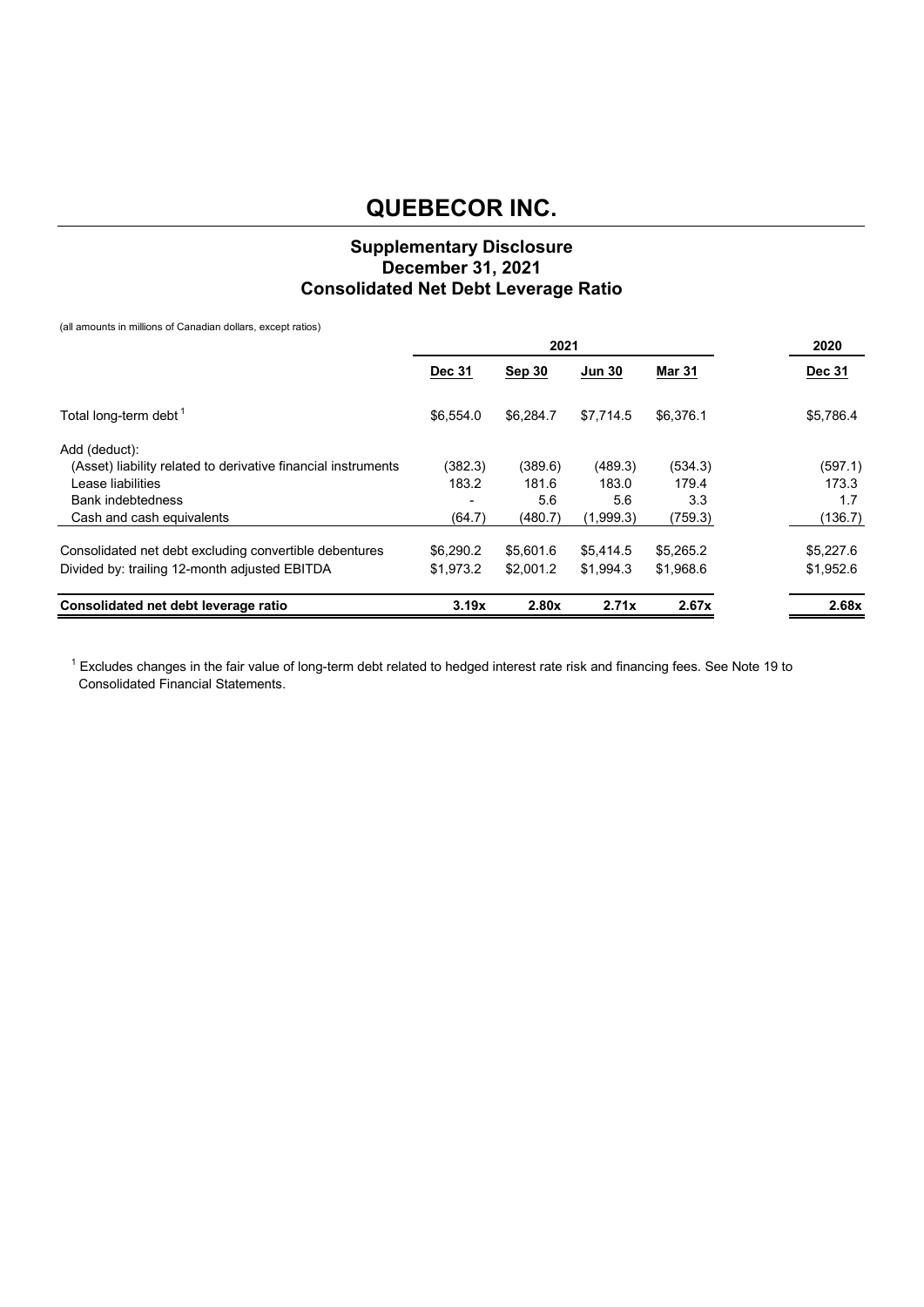# QUEBECOR INC.

## Supplementary Disclosure
## December 31, 2021
## Consolidated Net Debt Leverage Ratio

(all amounts in millions of Canadian dollars, except ratios)

| | 2021 | | | | 2020 |
|---|---|---|---|---|---|
| | **Dec 31** | **Sep 30** | **Jun 30** | **Mar 31** | **Dec 31** |
| Total long-term debt [1] | $6,554.0 | $6,284.7 | $7,714.5 | $6,376.1 | $5,786.4 |
| Add (deduct): | | | | | |
| (Asset) liability related to derivative financial instruments | (382.3) | (389.6) | (489.3) | (534.3) | (597.1) |
| Lease liabilities | 183.2 | 181.6 | 183.0 | 179.4 | 173.3 |
| Bank indebtedness | - | 5.6 | 5.6 | 3.3 | 1.7 |
| Cash and cash equivalents | (64.7) | (480.7) | (1,999.3) | (759.3) | (136.7) |
| Consolidated net debt excluding convertible debentures | $6,290.2 | $5,601.6 | $5,414.5 | $5,265.2 | $5,227.6 |
| Divided by: trailing 12-month adjusted EBITDA | $1,973.2 | $2,001.2 | $1,994.3 | $1,968.6 | $1,952.6 |
| **Consolidated net debt leverage ratio** | **3.19x** | **2.80x** | **2.71x** | **2.67x** | **2.68x** |

[1] Excludes changes in the fair value of long-term debt related to hedged interest rate risk and financing fees. See Note 19 to Consolidated Financial Statements.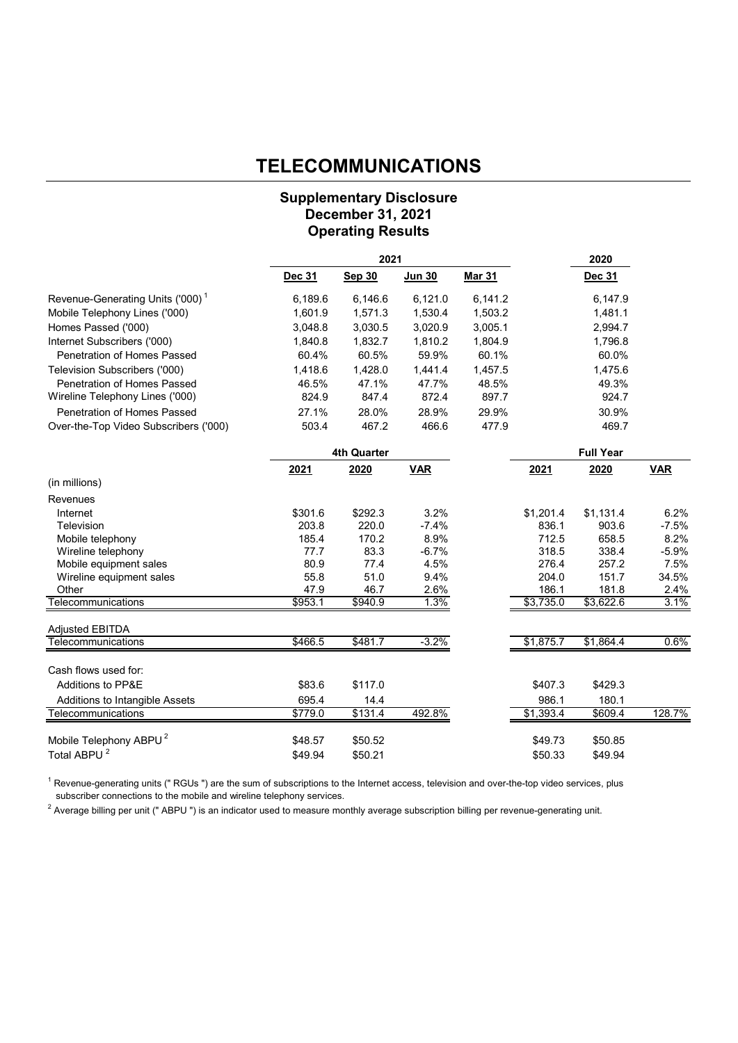# TELECOMMUNICATIONS

### Supplementary Disclosure
### December 31, 2021
### Operating Results

| | 2021 | | | | 2020 |
|---|---|---|---|---|---|
| | **Dec 31** | **Sep 30** | **Jun 30** | **Mar 31** | **Dec 31** |
| Revenue-Generating Units ('000) [1] | 6,189.6 | 6,146.6 | 6,121.0 | 6,141.2 | 6,147.9 |
| Mobile Telephony Lines ('000) | 1,601.9 | 1,571.3 | 1,530.4 | 1,503.2 | 1,481.1 |
| Homes Passed ('000) | 3,048.8 | 3,030.5 | 3,020.9 | 3,005.1 | 2,994.7 |
| Internet Subscribers ('000) | 1,840.8 | 1,832.7 | 1,810.2 | 1,804.9 | 1,796.8 |
| Penetration of Homes Passed | 60.4% | 60.5% | 59.9% | 60.1% | 60.0% |
| Television Subscribers ('000) | 1,418.6 | 1,428.0 | 1,441.4 | 1,457.5 | 1,475.6 |
| Penetration of Homes Passed | 46.5% | 47.1% | 47.7% | 48.5% | 49.3% |
| Wireline Telephony Lines ('000) | 824.9 | 847.4 | 872.4 | 897.7 | 924.7 |
| Penetration of Homes Passed | 27.1% | 28.0% | 28.9% | 29.9% | 30.9% |
| Over-the-Top Video Subscribers ('000) | 503.4 | 467.2 | 466.6 | 477.9 | 469.7 |

| | 4th Quarter | | | Full Year | | |
|---|---|---|---|---|---|---|
| | **2021** | **2020** | **VAR** | **2021** | **2020** | **VAR** |
| (in millions) | | | | | | |
| Revenues | | | | | | |
| Internet | $301.6 | $292.3 | 3.2% | $1,201.4 | $1,131.4 | 6.2% |
| Television | 203.8 | 220.0 | -7.4% | 836.1 | 903.6 | -7.5% |
| Mobile telephony | 185.4 | 170.2 | 8.9% | 712.5 | 658.5 | 8.2% |
| Wireline telephony | 77.7 | 83.3 | -6.7% | 318.5 | 338.4 | -5.9% |
| Mobile equipment sales | 80.9 | 77.4 | 4.5% | 276.4 | 257.2 | 7.5% |
| Wireline equipment sales | 55.8 | 51.0 | 9.4% | 204.0 | 151.7 | 34.5% |
| Other | 47.9 | 46.7 | 2.6% | 186.1 | 181.8 | 2.4% |
| Telecommunications | $953.1 | $940.9 | 1.3% | $3,735.0 | $3,622.6 | 3.1% |
| Adjusted EBITDA | | | | | | |
| Telecommunications | $466.5 | $481.7 | -3.2% | $1,875.7 | $1,864.4 | 0.6% |
| Cash flows used for: | | | | | | |
| Additions to PP&E | $83.6 | $117.0 | | $407.3 | $429.3 | |
| Additions to Intangible Assets | 695.4 | 14.4 | | 986.1 | 180.1 | |
| Telecommunications | $779.0 | $131.4 | 492.8% | $1,393.4 | $609.4 | 128.7% |
| Mobile Telephony ABPU [2] | $48.57 | $50.52 | | $49.73 | $50.85 | |
| Total ABPU [2] | $49.94 | $50.21 | | $50.33 | $49.94 | |

[1] Revenue-generating units (" RGUs ") are the sum of subscriptions to the Internet access, television and over-the-top video services, plus subscriber connections to the mobile and wireline telephony services.

[2] Average billing per unit (" ABPU ") is an indicator used to measure monthly average subscription billing per revenue-generating unit.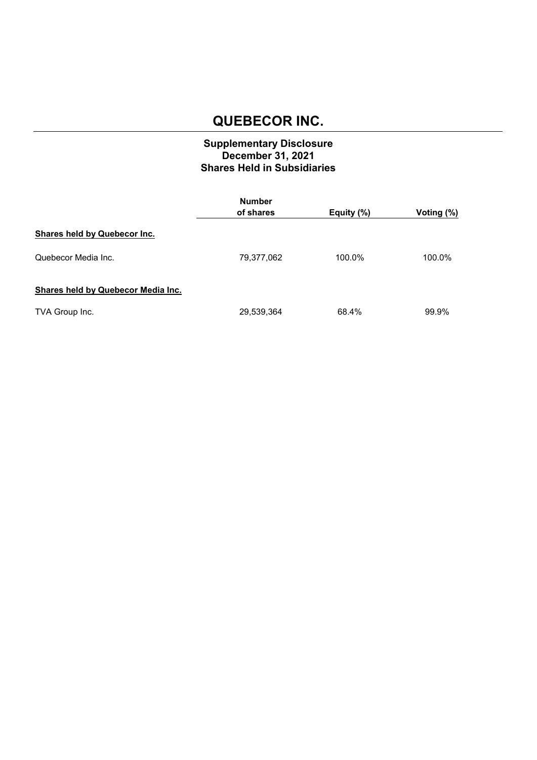# QUEBECOR INC.

**Supplementary Disclosure**
**December 31, 2021**
**Shares Held in Subsidiaries**

| | Number of shares | Equity (%) | Voting (%) |
|---|---|---|---|
| **Shares held by Quebecor Inc.** | | | |
| Quebecor Media Inc. | 79,377,062 | 100.0% | 100.0% |
| **Shares held by Quebecor Media Inc.** | | | |
| TVA Group Inc. | 29,539,364 | 68.4% | 99.9% |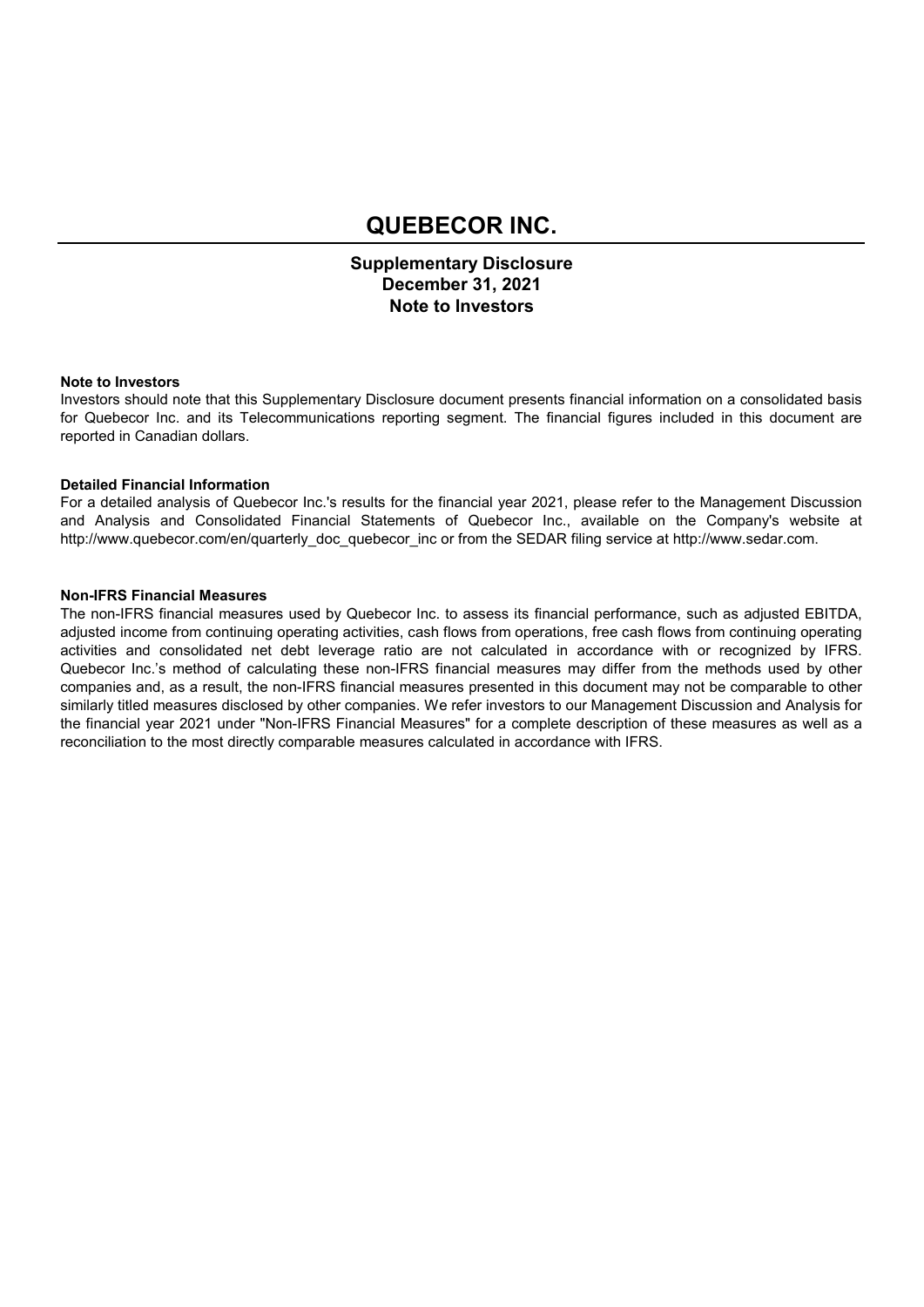# QUEBECOR INC.

## Supplementary Disclosure
## December 31, 2021
## Note to Investors

**Note to Investors**

Investors should note that this Supplementary Disclosure document presents financial information on a consolidated basis for Quebecor Inc. and its Telecommunications reporting segment. The financial figures included in this document are reported in Canadian dollars.

**Detailed Financial Information**

For a detailed analysis of Quebecor Inc.'s results for the financial year 2021, please refer to the Management Discussion and Analysis and Consolidated Financial Statements of Quebecor Inc., available on the Company's website at http://www.quebecor.com/en/quarterly_doc_quebecor_inc or from the SEDAR filing service at http://www.sedar.com.

**Non-IFRS Financial Measures**

The non-IFRS financial measures used by Quebecor Inc. to assess its financial performance, such as adjusted EBITDA, adjusted income from continuing operating activities, cash flows from operations, free cash flows from continuing operating activities and consolidated net debt leverage ratio are not calculated in accordance with or recognized by IFRS. Quebecor Inc.'s method of calculating these non-IFRS financial measures may differ from the methods used by other companies and, as a result, the non-IFRS financial measures presented in this document may not be comparable to other similarly titled measures disclosed by other companies. We refer investors to our Management Discussion and Analysis for the financial year 2021 under "Non-IFRS Financial Measures" for a complete description of these measures as well as a reconciliation to the most directly comparable measures calculated in accordance with IFRS.